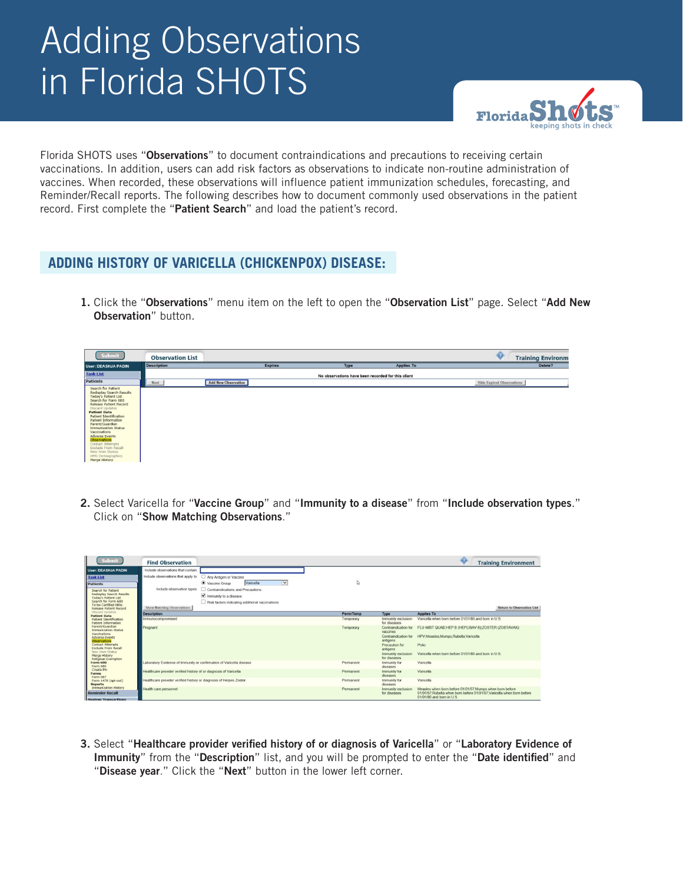# Adding Observations in Florida SHOTS

Florida SHOTS uses "**Observations**" to document contraindications and precautions to receiving certain vaccinations. In addition, users can add risk factors as observations to indicate non-routine administration of vaccines. When recorded, these observations will influence patient immunization schedules, forecasting, and Reminder/Recall reports. The following describes how to document commonly used observations in the patient record. First complete the "**Patient Search**" and load the patient's record.

## ADDING HISTORY OF VARICELLA (CHICKENPOX) DISEASE:

1. Click the "**Observations**" menu item on the left to open the "**Observation List**" page. Select "**Add New Observation**" button.

2. Select Varicella for "**Vaccine Group**" and "**Immunity to a disease**" from "**Include observation types**." Click on "**Show Matching Observations**."

3. Select "**Healthcare provider verified history of or diagnosis of Varicella**" or "**Laboratory Evidence of Immunity**" from the "**Description**" list, and you will be prompted to enter the "**Date identified**" and "**Disease year**." Click the "**Next**" button in the lower left corner.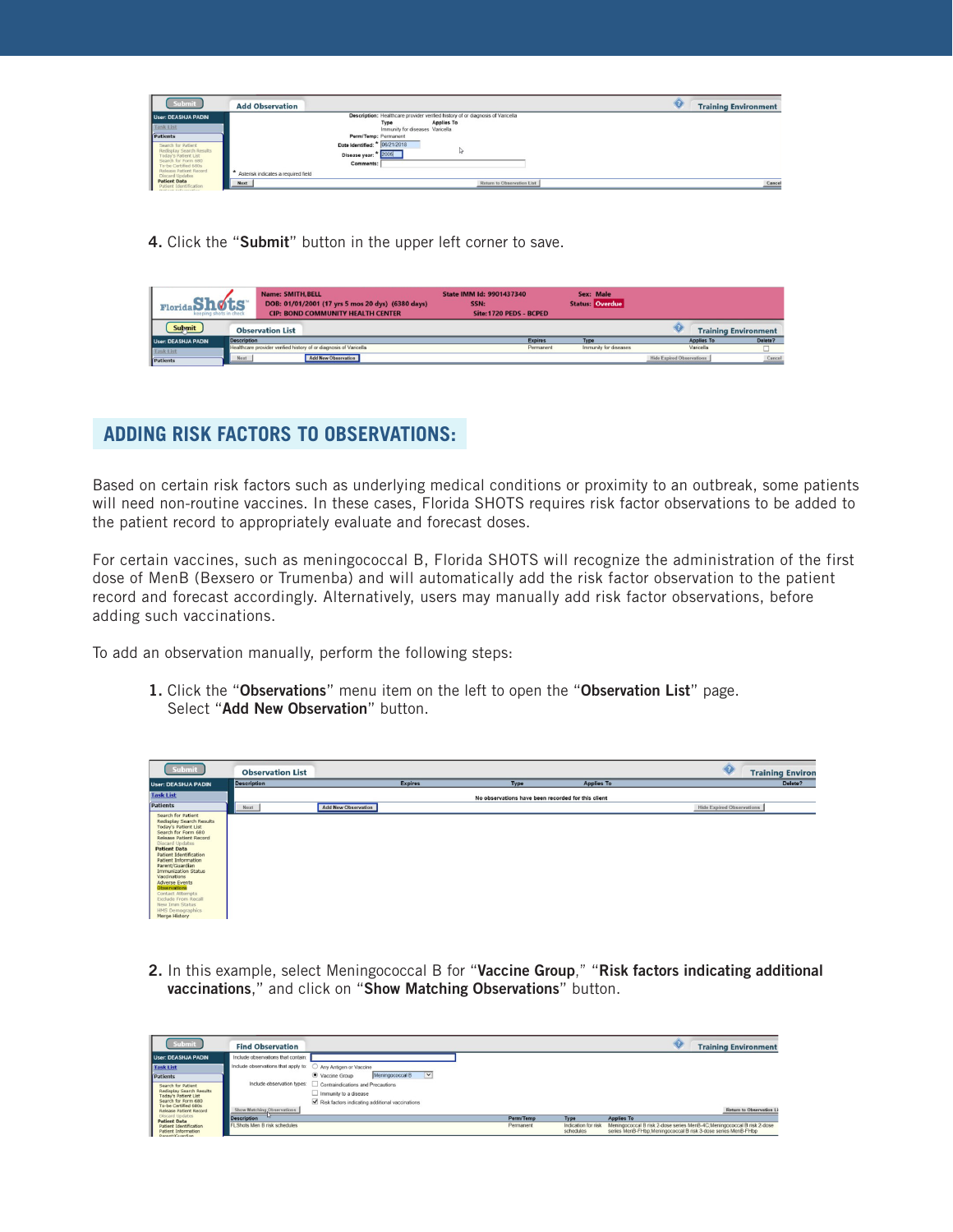4. Click the "**Submit**" button in the upper left corner to save.

## ADDING RISK FACTORS TO OBSERVATIONS:

Based on certain risk factors such as underlying medical conditions or proximity to an outbreak, some patients will need non-routine vaccines. In these cases, Florida SHOTS requires risk factor observations to be added to the patient record to appropriately evaluate and forecast doses.

For certain vaccines, such as meningococcal B, Florida SHOTS will recognize the administration of the first dose of MenB (Bexsero or Trumenba) and will automatically add the risk factor observation to the patient record and forecast accordingly. Alternatively, users may manually add risk factor observations, before adding such vaccinations.

To add an observation manually, perform the following steps:

1. Click the "**Observations**" menu item on the left to open the "**Observation List**" page. Select "**Add New Observation**" button.

2. In this example, select Meningococcal B for "**Vaccine Group**," "**Risk factors indicating additional vaccinations**," and click on "**Show Matching Observations**" button.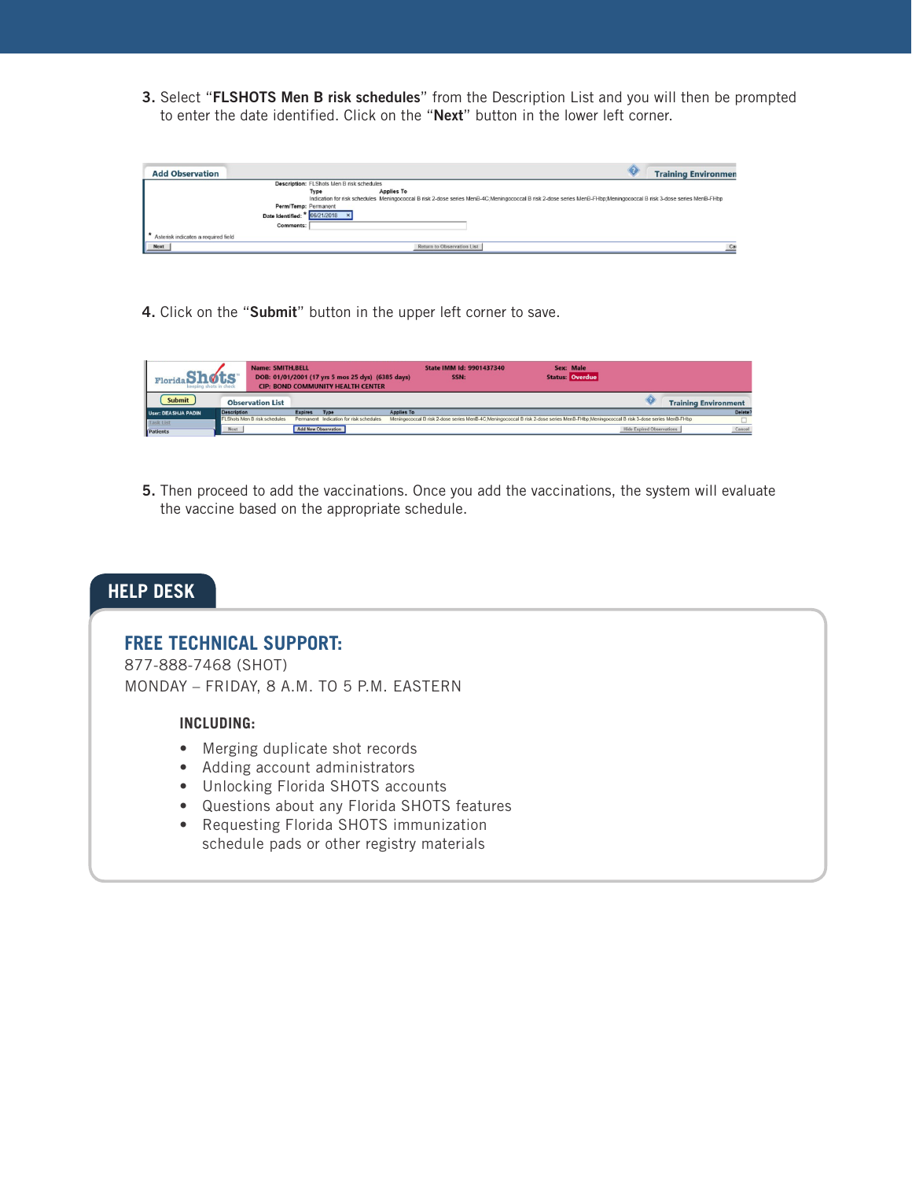3. Select "**FLSHOTS Men B risk schedules**" from the Description List and you will then be prompted to enter the date identified. Click on the "**Next**" button in the lower left corner.

4. Click on the "**Submit**" button in the upper left corner to save.

5. Then proceed to add the vaccinations. Once you add the vaccinations, the system will evaluate the vaccine based on the appropriate schedule.

## HELP DESK

### FREE TECHNICAL SUPPORT:

877-888-7468 (SHOT)
MONDAY – FRIDAY, 8 A.M. TO 5 P.M. EASTERN

**INCLUDING:**

- Merging duplicate shot records
- Adding account administrators
- Unlocking Florida SHOTS accounts
- Questions about any Florida SHOTS features
- Requesting Florida SHOTS immunization schedule pads or other registry materials